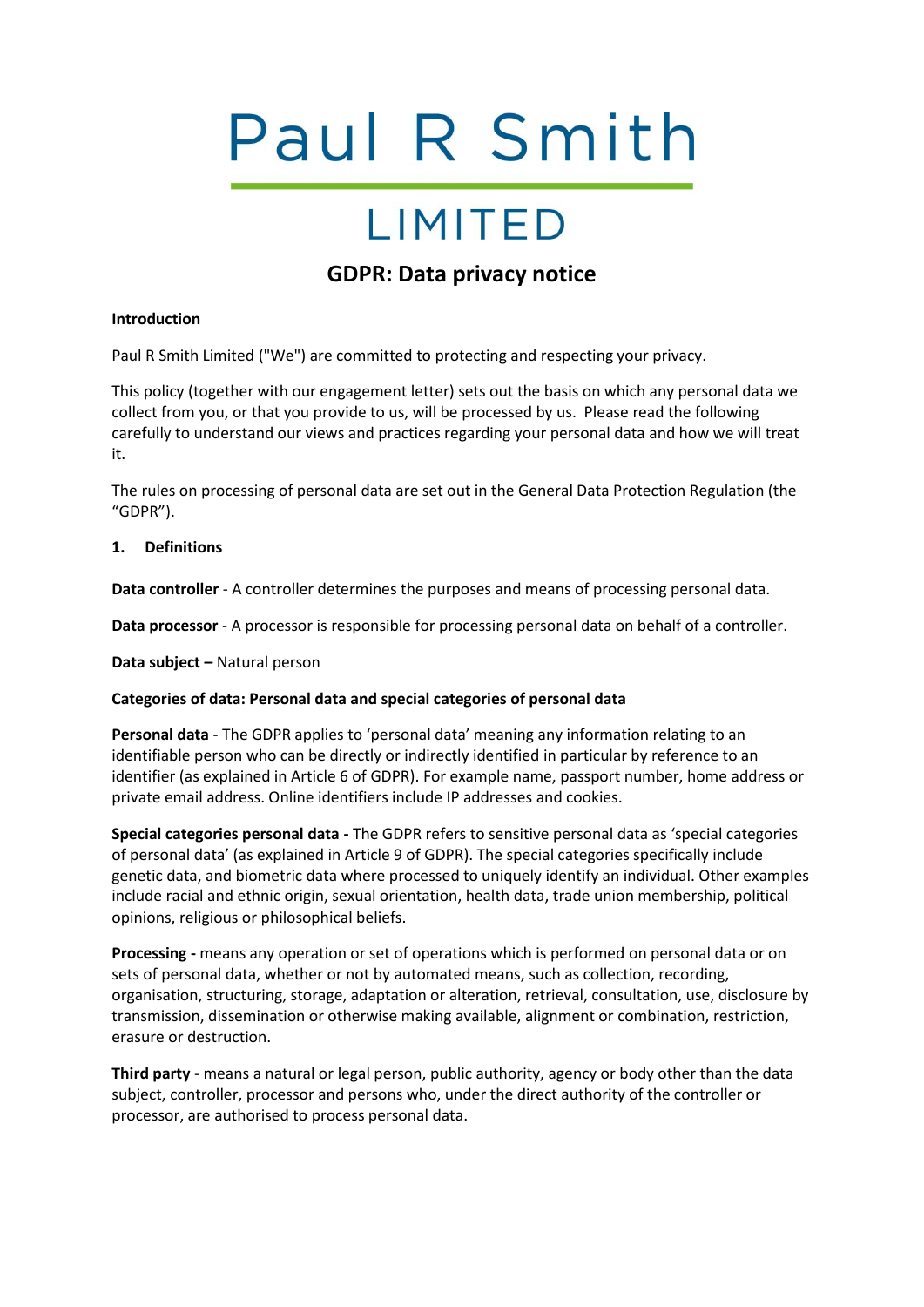# Paul R Smith

## LIMITED

## GDPR: Data privacy notice

**Introduction**

Paul R Smith Limited ("We") are committed to protecting and respecting your privacy.

This policy (together with our engagement letter) sets out the basis on which any personal data we collect from you, or that you provide to us, will be processed by us. Please read the following carefully to understand our views and practices regarding your personal data and how we will treat it.

The rules on processing of personal data are set out in the General Data Protection Regulation (the "GDPR").

**1. Definitions**

**Data controller** - A controller determines the purposes and means of processing personal data.

**Data processor** - A processor is responsible for processing personal data on behalf of a controller.

**Data subject –** Natural person

**Categories of data: Personal data and special categories of personal data**

**Personal data** - The GDPR applies to 'personal data' meaning any information relating to an identifiable person who can be directly or indirectly identified in particular by reference to an identifier (as explained in Article 6 of GDPR). For example name, passport number, home address or private email address. Online identifiers include IP addresses and cookies.

**Special categories personal data -** The GDPR refers to sensitive personal data as 'special categories of personal data' (as explained in Article 9 of GDPR). The special categories specifically include genetic data, and biometric data where processed to uniquely identify an individual. Other examples include racial and ethnic origin, sexual orientation, health data, trade union membership, political opinions, religious or philosophical beliefs.

**Processing -** means any operation or set of operations which is performed on personal data or on sets of personal data, whether or not by automated means, such as collection, recording, organisation, structuring, storage, adaptation or alteration, retrieval, consultation, use, disclosure by transmission, dissemination or otherwise making available, alignment or combination, restriction, erasure or destruction.

**Third party** - means a natural or legal person, public authority, agency or body other than the data subject, controller, processor and persons who, under the direct authority of the controller or processor, are authorised to process personal data.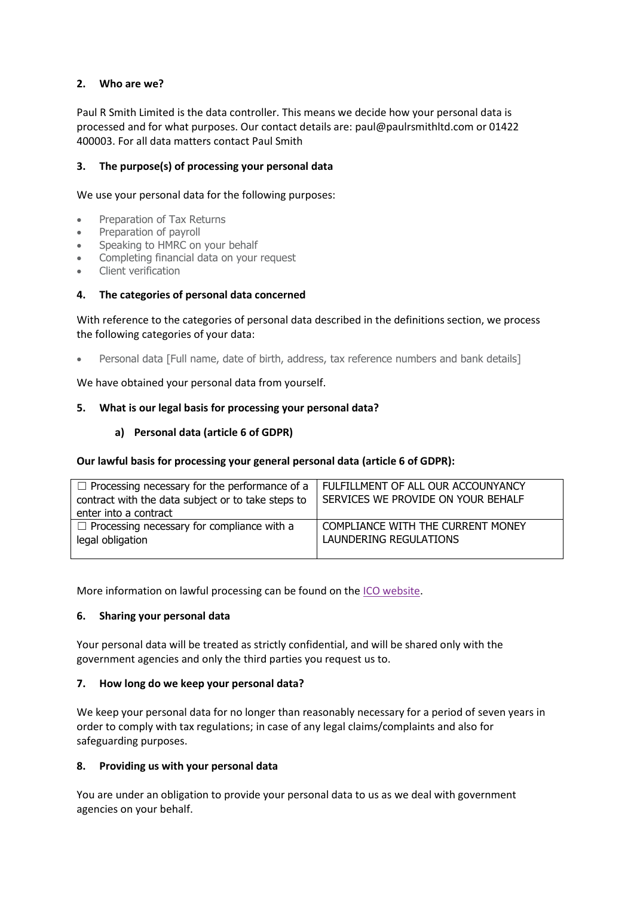## 2. Who are we?

Paul R Smith Limited is the data controller. This means we decide how your personal data is processed and for what purposes. Our contact details are: paul@paulrsmithltd.com or 01422 400003. For all data matters contact Paul Smith

## 3. The purpose(s) of processing your personal data

We use your personal data for the following purposes:

- Preparation of Tax Returns
- Preparation of payroll
- Speaking to HMRC on your behalf
- Completing financial data on your request
- Client verification

## 4. The categories of personal data concerned

With reference to the categories of personal data described in the definitions section, we process the following categories of your data:

- Personal data [Full name, date of birth, address, tax reference numbers and bank details]

We have obtained your personal data from yourself.

## 5. What is our legal basis for processing your personal data?

### a) Personal data (article 6 of GDPR)

**Our lawful basis for processing your general personal data (article 6 of GDPR):**

| | |
|---|---|
| ☐ Processing necessary for the performance of a contract with the data subject or to take steps to enter into a contract | FULFILLMENT OF ALL OUR ACCOUNYANCY SERVICES WE PROVIDE ON YOUR BEHALF |
| ☐ Processing necessary for compliance with a legal obligation | COMPLIANCE WITH THE CURRENT MONEY LAUNDERING REGULATIONS |

More information on lawful processing can be found on the ICO website.

## 6. Sharing your personal data

Your personal data will be treated as strictly confidential, and will be shared only with the government agencies and only the third parties you request us to.

## 7. How long do we keep your personal data?

We keep your personal data for no longer than reasonably necessary for a period of seven years in order to comply with tax regulations; in case of any legal claims/complaints and also for safeguarding purposes.

## 8. Providing us with your personal data

You are under an obligation to provide your personal data to us as we deal with government agencies on your behalf.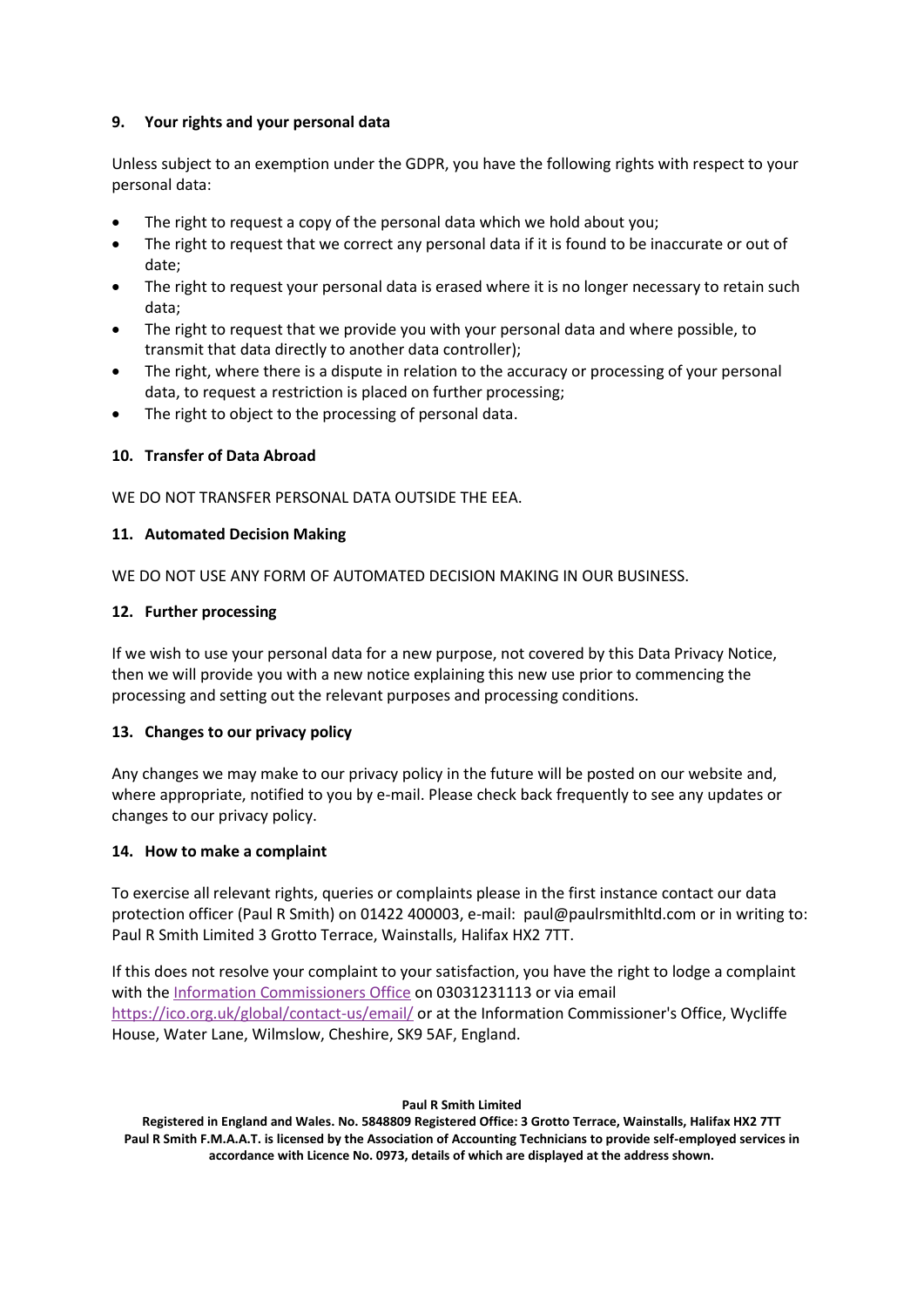### 9. Your rights and your personal data

Unless subject to an exemption under the GDPR, you have the following rights with respect to your personal data:

- The right to request a copy of the personal data which we hold about you;
- The right to request that we correct any personal data if it is found to be inaccurate or out of date;
- The right to request your personal data is erased where it is no longer necessary to retain such data;
- The right to request that we provide you with your personal data and where possible, to transmit that data directly to another data controller);
- The right, where there is a dispute in relation to the accuracy or processing of your personal data, to request a restriction is placed on further processing;
- The right to object to the processing of personal data.

### 10. Transfer of Data Abroad

WE DO NOT TRANSFER PERSONAL DATA OUTSIDE THE EEA.

### 11. Automated Decision Making

WE DO NOT USE ANY FORM OF AUTOMATED DECISION MAKING IN OUR BUSINESS.

### 12. Further processing

If we wish to use your personal data for a new purpose, not covered by this Data Privacy Notice, then we will provide you with a new notice explaining this new use prior to commencing the processing and setting out the relevant purposes and processing conditions.

### 13. Changes to our privacy policy

Any changes we may make to our privacy policy in the future will be posted on our website and, where appropriate, notified to you by e-mail. Please check back frequently to see any updates or changes to our privacy policy.

### 14. How to make a complaint

To exercise all relevant rights, queries or complaints please in the first instance contact our data protection officer (Paul R Smith) on 01422 400003, e-mail: paul@paulrsmithltd.com or in writing to: Paul R Smith Limited 3 Grotto Terrace, Wainstalls, Halifax HX2 7TT.

If this does not resolve your complaint to your satisfaction, you have the right to lodge a complaint with the [Information Commissioners Office](https://ico.org.uk) on 03031231113 or via email https://ico.org.uk/global/contact-us/email/ or at the Information Commissioner's Office, Wycliffe House, Water Lane, Wilmslow, Cheshire, SK9 5AF, England.

**Paul R Smith Limited**
**Registered in England and Wales. No. 5848809 Registered Office: 3 Grotto Terrace, Wainstalls, Halifax HX2 7TT**
**Paul R Smith F.M.A.A.T. is licensed by the Association of Accounting Technicians to provide self-employed services in accordance with Licence No. 0973, details of which are displayed at the address shown.**